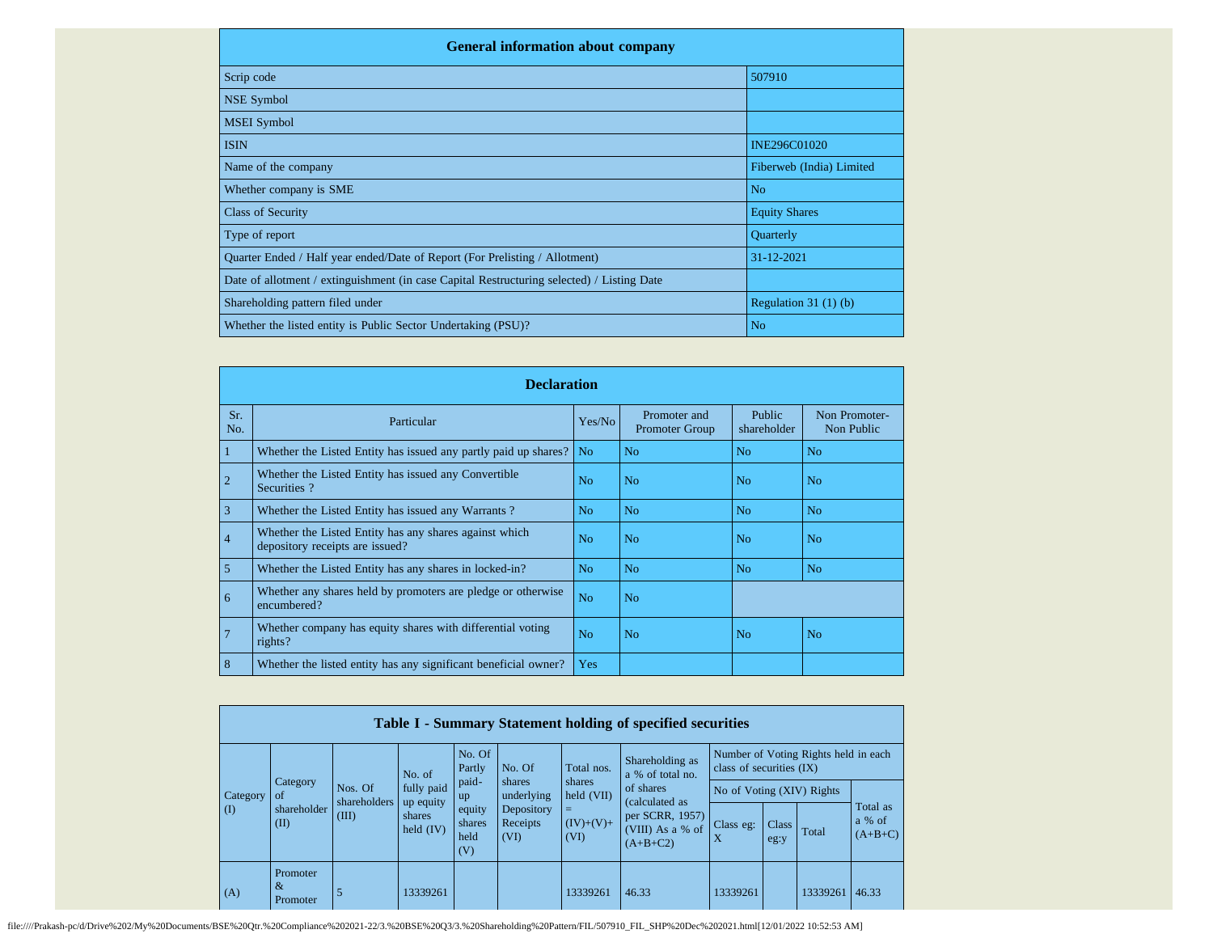## General information about company

| General information about company | |
|---|---|
| Scrip code | 507910 |
| NSE Symbol | |
| MSEI Symbol | |
| ISIN | INE296C01020 |
| Name of the company | Fiberweb (India) Limited |
| Whether company is SME | No |
| Class of Security | Equity Shares |
| Type of report | Quarterly |
| Quarter Ended / Half year ended/Date of Report (For Prelisting / Allotment) | 31-12-2021 |
| Date of allotment / extinguishment (in case Capital Restructuring selected) / Listing Date | |
| Shareholding pattern filed under | Regulation 31 (1) (b) |
| Whether the listed entity is Public Sector Undertaking (PSU)? | No |

## Declaration

| Sr. No. | Particular | Yes/No | Promoter and Promoter Group | Public shareholder | Non Promoter- Non Public |
|---|---|---|---|---|---|
| 1 | Whether the Listed Entity has issued any partly paid up shares? | No | No | No | No |
| 2 | Whether the Listed Entity has issued any Convertible Securities ? | No | No | No | No |
| 3 | Whether the Listed Entity has issued any Warrants ? | No | No | No | No |
| 4 | Whether the Listed Entity has any shares against which depository receipts are issued? | No | No | No | No |
| 5 | Whether the Listed Entity has any shares in locked-in? | No | No | No | No |
| 6 | Whether any shares held by promoters are pledge or otherwise encumbered? | No | No | | |
| 7 | Whether company has equity shares with differential voting rights? | No | No | No | No |
| 8 | Whether the listed entity has any significant beneficial owner? | Yes | | | |

## Table I - Summary Statement holding of specified securities

| Category (I) | Category of shareholder (II) | Nos. Of shareholders (III) | No. of fully paid up equity shares held (IV) | No. Of Partly paid-up equity shares held (V) | No. Of shares underlying Depository Receipts (VI) | Total nos. shares held (VII) = (IV)+(V)+ (VI) | Shareholding as a % of total no. of shares (calculated as per SCRR, 1957) (VIII) As a % of (A+B+C2) | Number of Voting Rights held in each class of securities (IX) | | | |
|---|---|---|---|---|---|---|---|---|---|---|---|
| | | | | | | | | No of Voting (XIV) Rights | | | Total as a % of (A+B+C) |
| | | | | | | | | Class eg: X | Class eg:y | Total | |
| (A) | Promoter & Promoter | 5 | 13339261 | | | 13339261 | 46.33 | 13339261 | | 13339261 | 46.33 |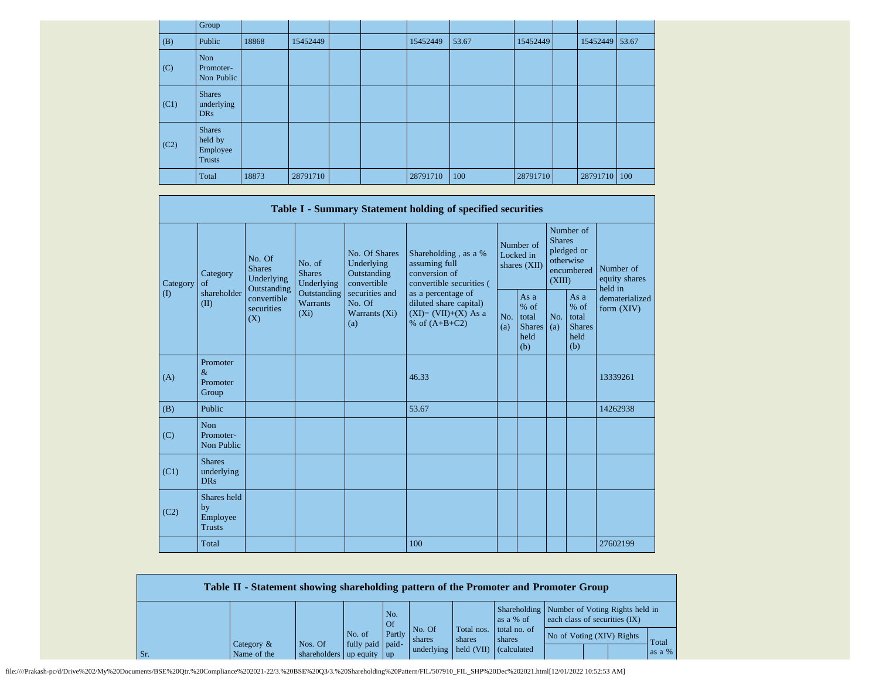| | Group | | | | | | | | | | |
|---|---|---|---|---|---|---|---|---|---|---|---|
| (B) | Public | 18868 | 15452449 | | | 15452449 | 53.67 | 15452449 | | 15452449 | 53.67 |
| (C) | Non Promoter- Non Public | | | | | | | | | | |
| (C1) | Shares underlying DRs | | | | | | | | | | |
| (C2) | Shares held by Employee Trusts | | | | | | | | | | |
| | Total | 18873 | 28791710 | | | 28791710 | 100 | 28791710 | | 28791710 | 100 |

**Table I - Summary Statement holding of specified securities**

| Category (I) | Category of shareholder (II) | No. Of Shares Underlying Outstanding convertible securities (X) | No. of Shares Underlying Outstanding Warrants (Xi) | No. Of Shares Underlying Outstanding convertible securities and No. Of Warrants (Xi) (a) | Shareholding , as a % assuming full conversion of convertible securities ( as a percentage of diluted share capital) (XI)= (VII)+(X) As a % of (A+B+C2) | Number of Locked in shares (XII) | | Number of Shares pledged or otherwise encumbered (XIII) | | Number of equity shares held in dematerialized form (XIV) |
|---|---|---|---|---|---|---|---|---|---|---|
| | | | | | | No. (a) | As a % of total Shares held (b) | No. (a) | As a % of total Shares held (b) | |
| (A) | Promoter & Promoter Group | | | | 46.33 | | | | | 13339261 |
| (B) | Public | | | | 53.67 | | | | | 14262938 |
| (C) | Non Promoter- Non Public | | | | | | | | | |
| (C1) | Shares underlying DRs | | | | | | | | | |
| (C2) | Shares held by Employee Trusts | | | | | | | | | |
| | Total | | | | 100 | | | | | 27602199 |

**Table II - Statement showing shareholding pattern of the Promoter and Promoter Group**

| Sr. | Category & Name of the | Nos. Of shareholders | No. of fully paid up equity | No. Of Partly paid-up | No. Of shares underlying | Total nos. shares held (VII) | Shareholding as a % of total no. of shares (calculated | Number of Voting Rights held in each class of securities (IX) | | | |
|---|---|---|---|---|---|---|---|---|---|---|---|
| | | | | | | | | No of Voting (XIV) Rights | | | Total as a % |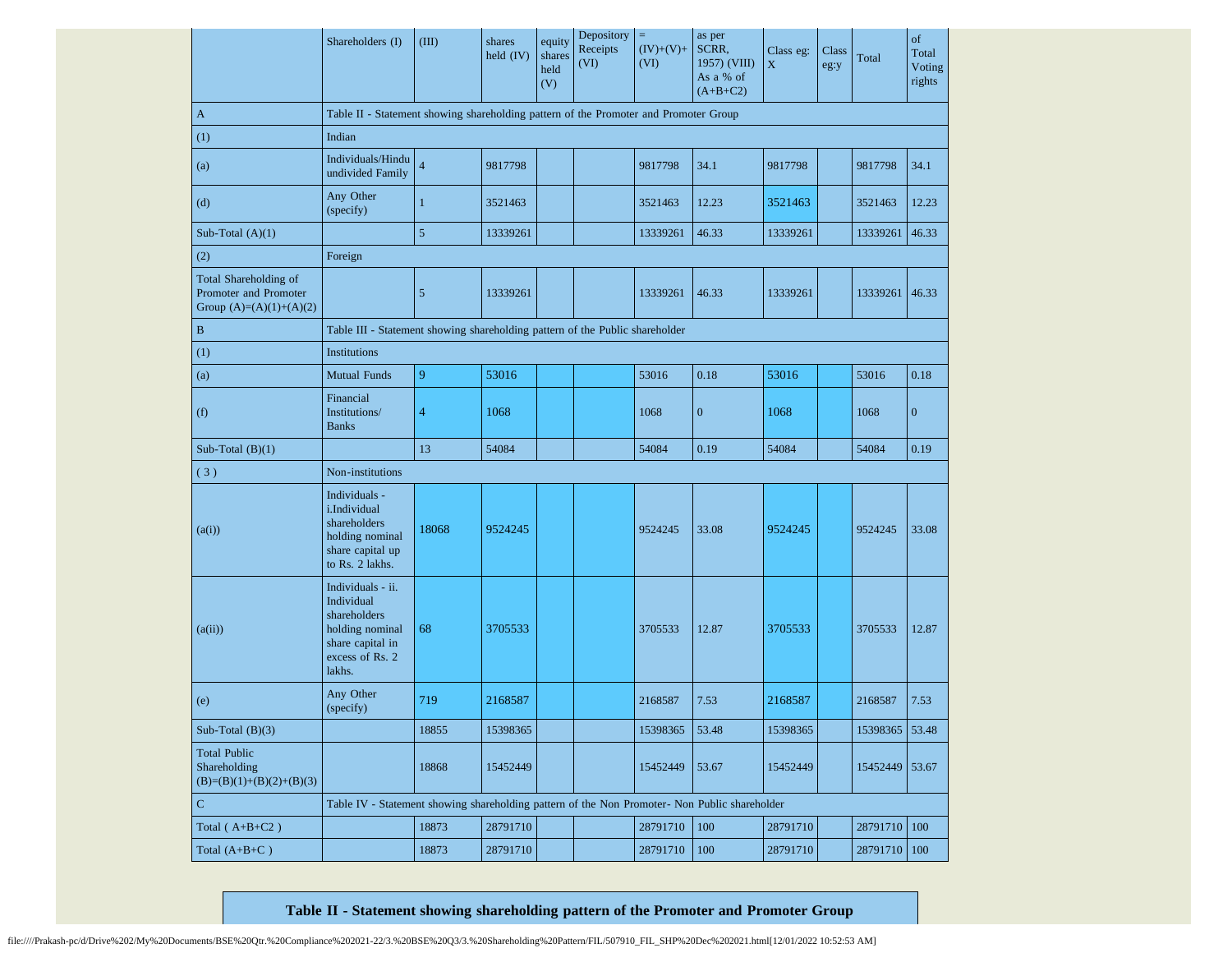| | Shareholders (I) | (III) | shares held (IV) | equity shares held (V) | Depository Receipts (VI) | = (IV)+(V)+ (VI) | as per SCRR, 1957) (VIII) As a % of (A+B+C2) | Class eg: X | Class eg:y | Total | of Total Voting rights |
|---|---|---|---|---|---|---|---|---|---|---|---|
| A | Table II - Statement showing shareholding pattern of the Promoter and Promoter Group | | | | | | | | | | |
| (1) | Indian | | | | | | | | | | |
| (a) | Individuals/Hindu undivided Family | 4 | 9817798 | | | 9817798 | 34.1 | 9817798 | | 9817798 | 34.1 |
| (d) | Any Other (specify) | 1 | 3521463 | | | 3521463 | 12.23 | 3521463 | | 3521463 | 12.23 |
| Sub-Total (A)(1) | | 5 | 13339261 | | | 13339261 | 46.33 | 13339261 | | 13339261 | 46.33 |
| (2) | Foreign | | | | | | | | | | |
| Total Shareholding of Promoter and Promoter Group (A)=(A)(1)+(A)(2) | | 5 | 13339261 | | | 13339261 | 46.33 | 13339261 | | 13339261 | 46.33 |
| B | Table III - Statement showing shareholding pattern of the Public shareholder | | | | | | | | | | |
| (1) | Institutions | | | | | | | | | | |
| (a) | Mutual Funds | 9 | 53016 | | | 53016 | 0.18 | 53016 | | 53016 | 0.18 |
| (f) | Financial Institutions/ Banks | 4 | 1068 | | | 1068 | 0 | 1068 | | 1068 | 0 |
| Sub-Total (B)(1) | | 13 | 54084 | | | 54084 | 0.19 | 54084 | | 54084 | 0.19 |
| ( 3 ) | Non-institutions | | | | | | | | | | |
| (a(i)) | Individuals - i.Individual shareholders holding nominal share capital up to Rs. 2 lakhs. | 18068 | 9524245 | | | 9524245 | 33.08 | 9524245 | | 9524245 | 33.08 |
| (a(ii)) | Individuals - ii. Individual shareholders holding nominal share capital in excess of Rs. 2 lakhs. | 68 | 3705533 | | | 3705533 | 12.87 | 3705533 | | 3705533 | 12.87 |
| (e) | Any Other (specify) | 719 | 2168587 | | | 2168587 | 7.53 | 2168587 | | 2168587 | 7.53 |
| Sub-Total (B)(3) | | 18855 | 15398365 | | | 15398365 | 53.48 | 15398365 | | 15398365 | 53.48 |
| Total Public Shareholding (B)=(B)(1)+(B)(2)+(B)(3) | | 18868 | 15452449 | | | 15452449 | 53.67 | 15452449 | | 15452449 | 53.67 |
| C | Table IV - Statement showing shareholding pattern of the Non Promoter- Non Public shareholder | | | | | | | | | | |
| Total ( A+B+C2 ) | | 18873 | 28791710 | | | 28791710 | 100 | 28791710 | | 28791710 | 100 |
| Total (A+B+C ) | | 18873 | 28791710 | | | 28791710 | 100 | 28791710 | | 28791710 | 100 |

## Table II - Statement showing shareholding pattern of the Promoter and Promoter Group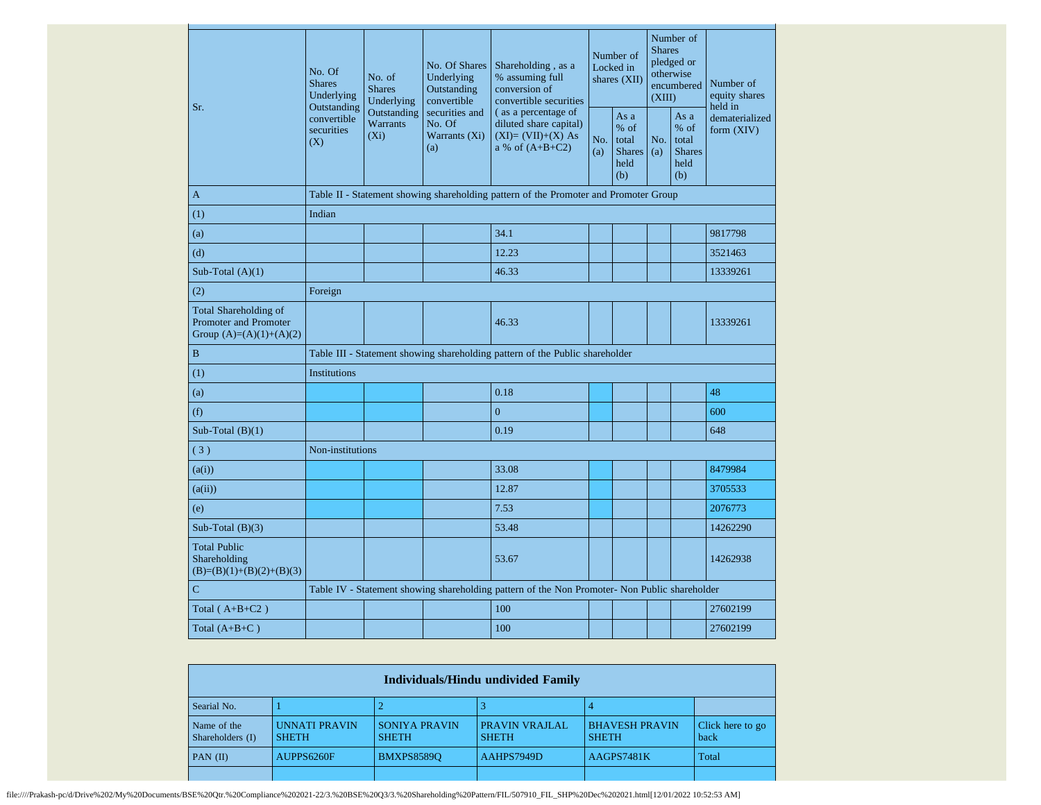| Sr. | No. Of Shares Underlying Outstanding convertible securities (X) | No. of Shares Underlying Outstanding Warrants (Xi) | No. Of Shares Underlying Outstanding convertible securities and No. Of Warrants (Xi) (a) | Shareholding , as a % assuming full conversion of convertible securities ( as a percentage of diluted share capital) (XI)= (VII)+(X) As a % of (A+B+C2) | Number of Locked in shares (XII) | | Number of Shares pledged or otherwise encumbered (XIII) | | Number of equity shares held in dematerialized form (XIV) |
|---|---|---|---|---|---|---|---|---|---|
| | | | | | No. (a) | As a % of total Shares held (b) | No. (a) | As a % of total Shares held (b) | |
| A | Table II - Statement showing shareholding pattern of the Promoter and Promoter Group | | | | | | | | |
| (1) | Indian | | | | | | | | |
| (a) | | | | 34.1 | | | | | 9817798 |
| (d) | | | | 12.23 | | | | | 3521463 |
| Sub-Total (A)(1) | | | | 46.33 | | | | | 13339261 |
| (2) | Foreign | | | | | | | | |
| Total Shareholding of Promoter and Promoter Group (A)=(A)(1)+(A)(2) | | | | 46.33 | | | | | 13339261 |
| B | Table III - Statement showing shareholding pattern of the Public shareholder | | | | | | | | |
| (1) | Institutions | | | | | | | | |
| (a) | | | | 0.18 | | | | | 48 |
| (f) | | | | 0 | | | | | 600 |
| Sub-Total (B)(1) | | | | 0.19 | | | | | 648 |
| ( 3 ) | Non-institutions | | | | | | | | |
| (a(i)) | | | | 33.08 | | | | | 8479984 |
| (a(ii)) | | | | 12.87 | | | | | 3705533 |
| (e) | | | | 7.53 | | | | | 2076773 |
| Sub-Total (B)(3) | | | | 53.48 | | | | | 14262290 |
| Total Public Shareholding (B)=(B)(1)+(B)(2)+(B)(3) | | | | 53.67 | | | | | 14262938 |
| C | Table IV - Statement showing shareholding pattern of the Non Promoter- Non Public shareholder | | | | | | | | |
| Total ( A+B+C2 ) | | | | 100 | | | | | 27602199 |
| Total (A+B+C ) | | | | 100 | | | | | 27602199 |

| Individuals/Hindu undivided Family | | | | | |
|---|---|---|---|---|---|
| Searial No. | 1 | 2 | 3 | 4 | |
| Name of the Shareholders (I) | UNNATI PRAVIN SHETH | SONIYA PRAVIN SHETH | PRAVIN VRAJLAL SHETH | BHAVESH PRAVIN SHETH | Click here to go back |
| PAN (II) | AUPPS6260F | BMXPS8589Q | AAHPS7949D | AAGPS7481K | Total |
| | | | | | |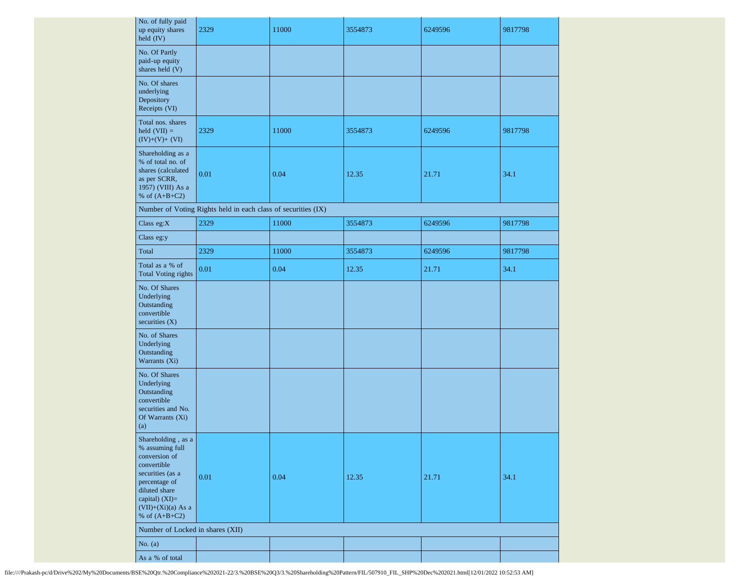| | | | | | |
|---|---|---|---|---|---|
| No. of fully paid up equity shares held (IV) | 2329 | 11000 | 3554873 | 6249596 | 9817798 |
| No. Of Partly paid-up equity shares held (V) | | | | | |
| No. Of shares underlying Depository Receipts (VI) | | | | | |
| Total nos. shares held (VII) = (IV)+(V)+ (VI) | 2329 | 11000 | 3554873 | 6249596 | 9817798 |
| Shareholding as a % of total no. of shares (calculated as per SCRR, 1957) (VIII) As a % of (A+B+C2) | 0.01 | 0.04 | 12.35 | 21.71 | 34.1 |
| Number of Voting Rights held in each class of securities (IX) | | | | | |
| Class eg:X | 2329 | 11000 | 3554873 | 6249596 | 9817798 |
| Class eg:y | | | | | |
| Total | 2329 | 11000 | 3554873 | 6249596 | 9817798 |
| Total as a % of Total Voting rights | 0.01 | 0.04 | 12.35 | 21.71 | 34.1 |
| No. Of Shares Underlying Outstanding convertible securities (X) | | | | | |
| No. of Shares Underlying Outstanding Warrants (Xi) | | | | | |
| No. Of Shares Underlying Outstanding convertible securities and No. Of Warrants (Xi) (a) | | | | | |
| Shareholding , as a % assuming full conversion of convertible securities (as a percentage of diluted share capital) (XI)= (VII)+(Xi)(a) As a % of (A+B+C2) | 0.01 | 0.04 | 12.35 | 21.71 | 34.1 |
| Number of Locked in shares (XII) | | | | | |
| No. (a) | | | | | |
| As a % of total | | | | | |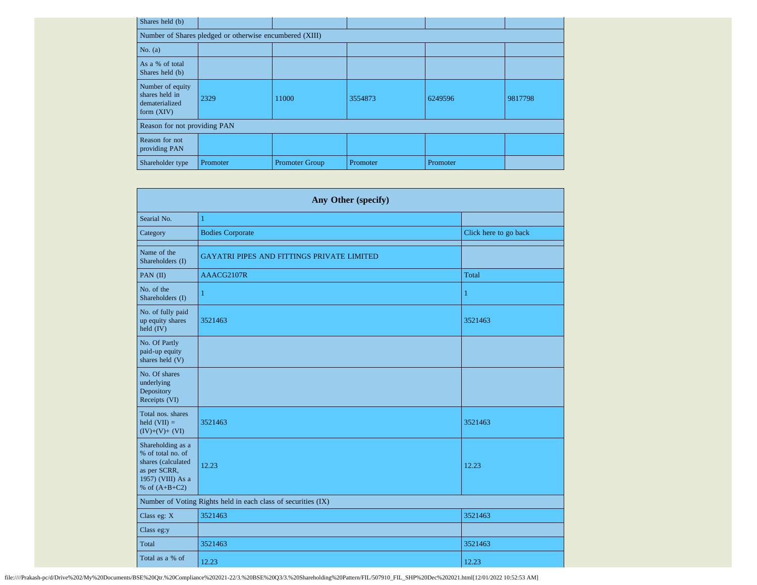| Shares held (b) | | | | | |
|---|---|---|---|---|---|
| Number of Shares pledged or otherwise encumbered (XIII) | | | | | |
| No. (a) | | | | | |
| As a % of total Shares held (b) | | | | | |
| Number of equity shares held in dematerialized form (XIV) | 2329 | 11000 | 3554873 | 6249596 | 9817798 |
| Reason for not providing PAN | | | | | |
| Reason for not providing PAN | | | | | |
| Shareholder type | Promoter | Promoter Group | Promoter | Promoter | |

| Any Other (specify) | | |
|---|---|---|
| Searial No. | 1 | |
| Category | Bodies Corporate | Click here to go back |
| | | |
| Name of the Shareholders (I) | GAYATRI PIPES AND FITTINGS PRIVATE LIMITED | |
| PAN (II) | AAACG2107R | Total |
| No. of the Shareholders (I) | 1 | 1 |
| No. of fully paid up equity shares held (IV) | 3521463 | 3521463 |
| No. Of Partly paid-up equity shares held (V) | | |
| No. Of shares underlying Depository Receipts (VI) | | |
| Total nos. shares held (VII) = (IV)+(V)+ (VI) | 3521463 | 3521463 |
| Shareholding as a % of total no. of shares (calculated as per SCRR, 1957) (VIII) As a % of (A+B+C2) | 12.23 | 12.23 |
| Number of Voting Rights held in each class of securities (IX) | | |
| Class eg: X | 3521463 | 3521463 |
| Class eg:y | | |
| Total | 3521463 | 3521463 |
| Total as a % of | 12.23 | 12.23 |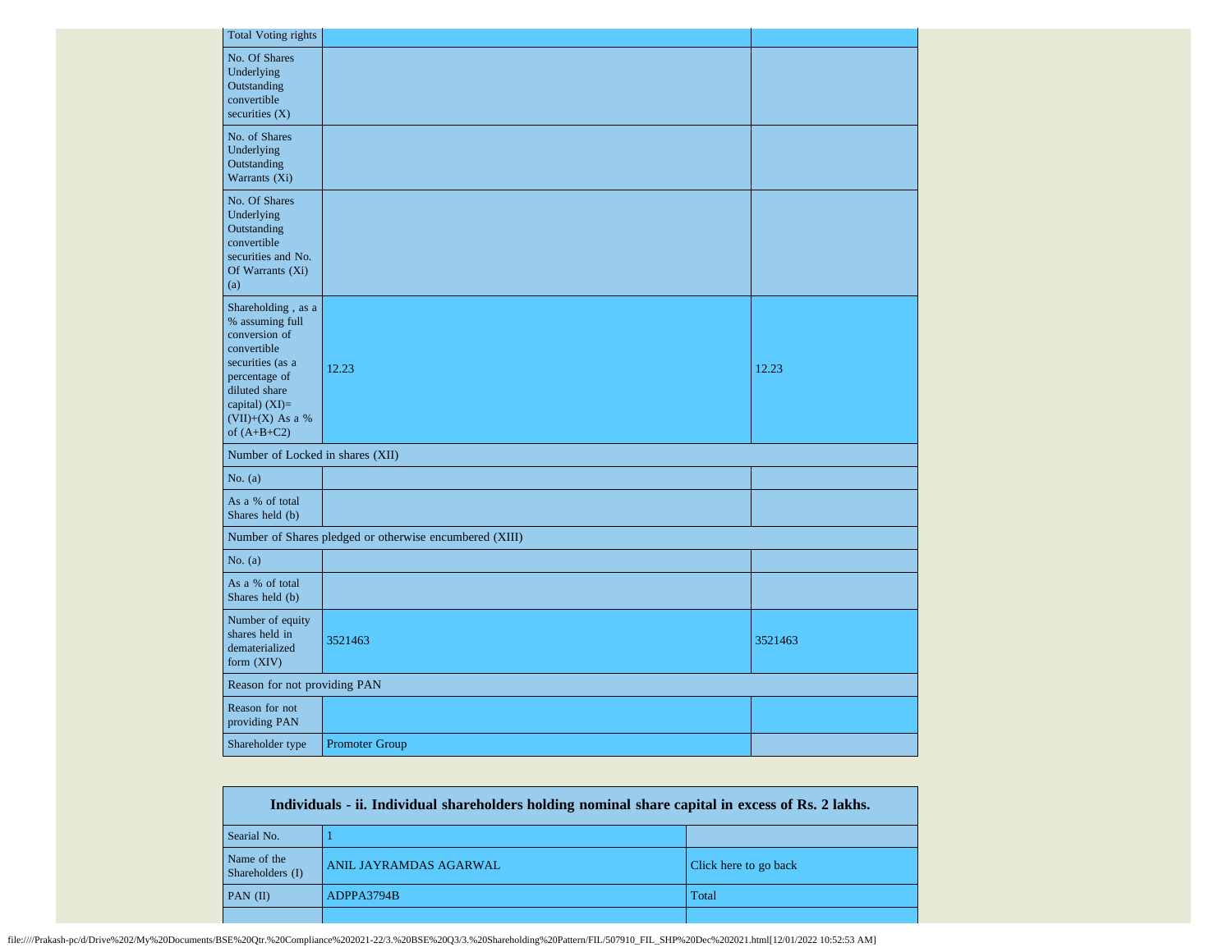| | | |
|---|---|---|
| Total Voting rights | | |
| No. Of Shares Underlying Outstanding convertible securities (X) | | |
| No. of Shares Underlying Outstanding Warrants (Xi) | | |
| No. Of Shares Underlying Outstanding convertible securities and No. Of Warrants (Xi) (a) | | |
| Shareholding , as a % assuming full conversion of convertible securities (as a percentage of diluted share capital) (XI)= (VII)+(X) As a % of (A+B+C2) | 12.23 | 12.23 |
| Number of Locked in shares (XII) | | |
| No. (a) | | |
| As a % of total Shares held (b) | | |
| Number of Shares pledged or otherwise encumbered (XIII) | | |
| No. (a) | | |
| As a % of total Shares held (b) | | |
| Number of equity shares held in dematerialized form (XIV) | 3521463 | 3521463 |
| Reason for not providing PAN | | |
| Reason for not providing PAN | | |
| Shareholder type | Promoter Group | |

| Individuals - ii. Individual shareholders holding nominal share capital in excess of Rs. 2 lakhs. | | |
|---|---|---|
| Searial No. | 1 | |
| Name of the Shareholders (I) | ANIL JAYRAMDAS AGARWAL | Click here to go back |
| PAN (II) | ADPPA3794B | Total |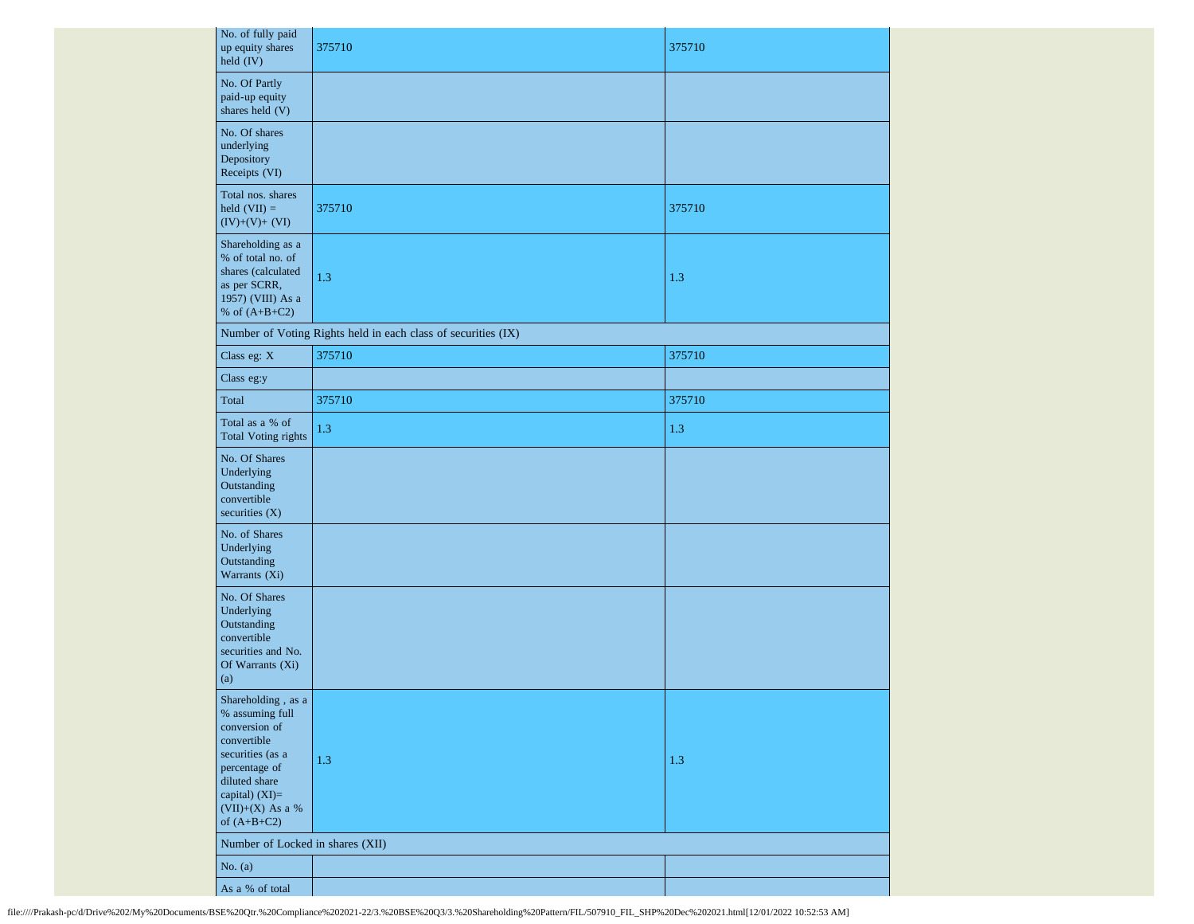| | | |
|---|---|---|
| No. of fully paid up equity shares held (IV) | 375710 | 375710 |
| No. Of Partly paid-up equity shares held (V) | | |
| No. Of shares underlying Depository Receipts (VI) | | |
| Total nos. shares held (VII) = (IV)+(V)+ (VI) | 375710 | 375710 |
| Shareholding as a % of total no. of shares (calculated as per SCRR, 1957) (VIII) As a % of (A+B+C2) | 1.3 | 1.3 |
| Number of Voting Rights held in each class of securities (IX) | | |
| Class eg: X | 375710 | 375710 |
| Class eg:y | | |
| Total | 375710 | 375710 |
| Total as a % of Total Voting rights | 1.3 | 1.3 |
| No. Of Shares Underlying Outstanding convertible securities (X) | | |
| No. of Shares Underlying Outstanding Warrants (Xi) | | |
| No. Of Shares Underlying Outstanding convertible securities and No. Of Warrants (Xi) (a) | | |
| Shareholding , as a % assuming full conversion of convertible securities (as a percentage of diluted share capital) (XI)= (VII)+(X) As a % of (A+B+C2) | 1.3 | 1.3 |
| Number of Locked in shares (XII) | | |
| No. (a) | | |
| As a % of total | | |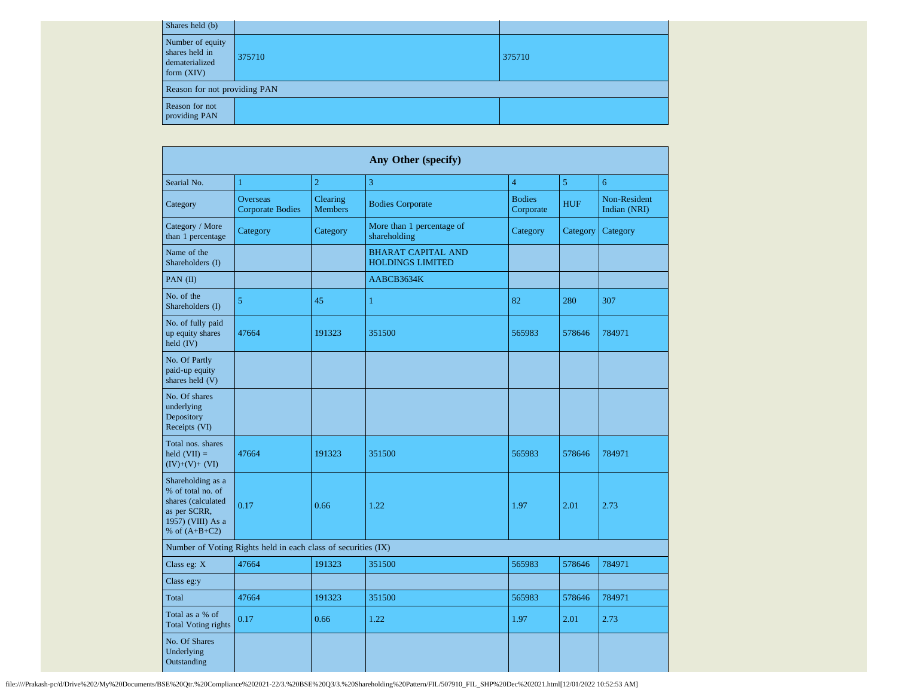| Shares held (b) | | |
|---|---|---|
| Number of equity shares held in dematerialized form (XIV) | 375710 | 375710 |
| Reason for not providing PAN | | |
| Reason for not providing PAN | | |

| Any Other (specify) | | | | | | |
|---|---|---|---|---|---|---|
| Searial No. | 1 | 2 | 3 | 4 | 5 | 6 |
| Category | Overseas Corporate Bodies | Clearing Members | Bodies Corporate | Bodies Corporate | HUF | Non-Resident Indian (NRI) |
| Category / More than 1 percentage | Category | Category | More than 1 percentage of shareholding | Category | Category | Category |
| Name of the Shareholders (I) | | | BHARAT CAPITAL AND HOLDINGS LIMITED | | | |
| PAN (II) | | | AABCB3634K | | | |
| No. of the Shareholders (I) | 5 | 45 | 1 | 82 | 280 | 307 |
| No. of fully paid up equity shares held (IV) | 47664 | 191323 | 351500 | 565983 | 578646 | 784971 |
| No. Of Partly paid-up equity shares held (V) | | | | | | |
| No. Of shares underlying Depository Receipts (VI) | | | | | | |
| Total nos. shares held (VII) = (IV)+(V)+ (VI) | 47664 | 191323 | 351500 | 565983 | 578646 | 784971 |
| Shareholding as a % of total no. of shares (calculated as per SCRR, 1957) (VIII) As a % of (A+B+C2) | 0.17 | 0.66 | 1.22 | 1.97 | 2.01 | 2.73 |
| Number of Voting Rights held in each class of securities (IX) | | | | | | |
| Class eg: X | 47664 | 191323 | 351500 | 565983 | 578646 | 784971 |
| Class eg:y | | | | | | |
| Total | 47664 | 191323 | 351500 | 565983 | 578646 | 784971 |
| Total as a % of Total Voting rights | 0.17 | 0.66 | 1.22 | 1.97 | 2.01 | 2.73 |
| No. Of Shares Underlying Outstanding | | | | | | |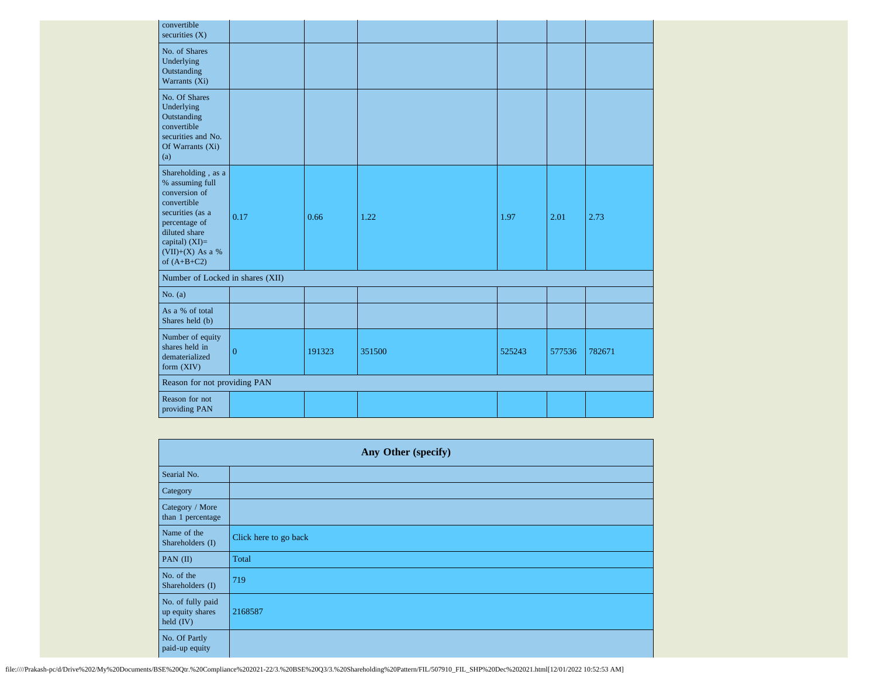| convertible securities (X) | | | | | | |
|---|---|---|---|---|---|---|
| No. of Shares Underlying Outstanding Warrants (Xi) | | | | | | |
| No. Of Shares Underlying Outstanding convertible securities and No. Of Warrants (Xi) (a) | | | | | | |
| Shareholding , as a % assuming full conversion of convertible securities (as a percentage of diluted share capital) (XI)= (VII)+(X) As a % of (A+B+C2) | 0.17 | 0.66 | 1.22 | 1.97 | 2.01 | 2.73 |
| Number of Locked in shares (XII) | | | | | | |
| No. (a) | | | | | | |
| As a % of total Shares held (b) | | | | | | |
| Number of equity shares held in dematerialized form (XIV) | 0 | 191323 | 351500 | 525243 | 577536 | 782671 |
| Reason for not providing PAN | | | | | | |
| Reason for not providing PAN | | | | | | |

| Any Other (specify) | |
|---|---|
| Searial No. | |
| Category | |
| Category / More than 1 percentage | |
| Name of the Shareholders (I) | Click here to go back |
| PAN (II) | Total |
| No. of the Shareholders (I) | 719 |
| No. of fully paid up equity shares held (IV) | 2168587 |
| No. Of Partly paid-up equity | |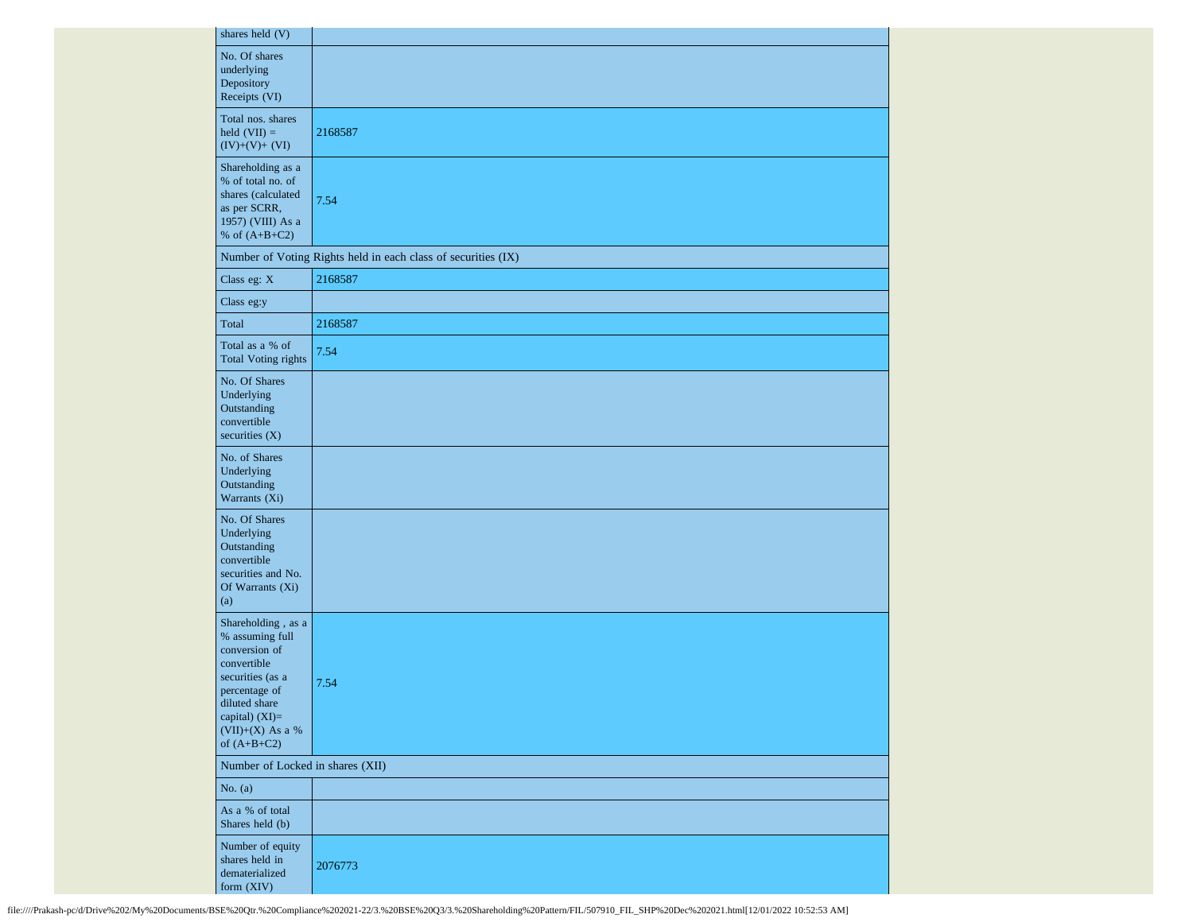| | |
|---|---|
| shares held (V) | |
| No. Of shares underlying Depository Receipts (VI) | |
| Total nos. shares held (VII) = (IV)+(V)+ (VI) | 2168587 |
| Shareholding as a % of total no. of shares (calculated as per SCRR, 1957) (VIII) As a % of (A+B+C2) | 7.54 |
| Number of Voting Rights held in each class of securities (IX) | |
| Class eg: X | 2168587 |
| Class eg:y | |
| Total | 2168587 |
| Total as a % of Total Voting rights | 7.54 |
| No. Of Shares Underlying Outstanding convertible securities (X) | |
| No. of Shares Underlying Outstanding Warrants (Xi) | |
| No. Of Shares Underlying Outstanding convertible securities and No. Of Warrants (Xi) (a) | |
| Shareholding , as a % assuming full conversion of convertible securities (as a percentage of diluted share capital) (XI)= (VII)+(X) As a % of (A+B+C2) | 7.54 |
| Number of Locked in shares (XII) | |
| No. (a) | |
| As a % of total Shares held (b) | |
| Number of equity shares held in dematerialized form (XIV) | 2076773 |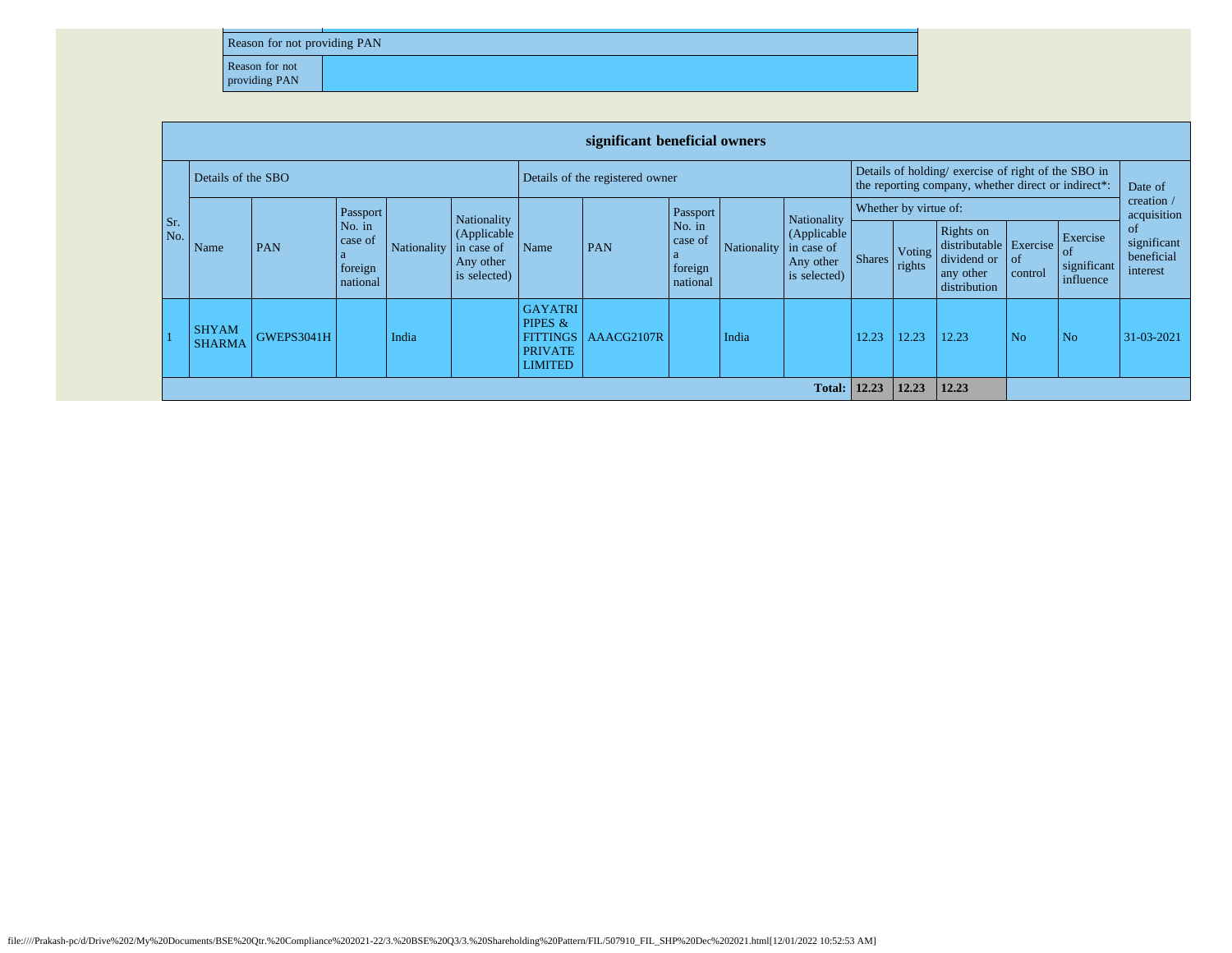| Reason for not providing PAN | |
|---|---|
| Reason for not providing PAN | |

## significant beneficial owners

| Sr. No. | Details of the SBO | | | | | Details of the registered owner | | | | | Details of holding/ exercise of right of the SBO in the reporting company, whether direct or indirect*: | | | | | Date of creation / acquisition of significant beneficial interest |
|---|---|---|---|---|---|---|---|---|---|---|---|---|---|---|---|---|
| | | | | | | | | | | | Whether by virtue of: | | | | | |
| | Name | PAN | Passport No. in case of a foreign national | Nationality | Nationality (Applicable in case of Any other is selected) | Name | PAN | Passport No. in case of a foreign national | Nationality | Nationality (Applicable in case of Any other is selected) | Shares | Voting rights | Rights on distributable dividend or any other distribution | Exercise of control | Exercise of significant influence | |
| 1 | SHYAM SHARMA | GWEPS3041H | | India | | GAYATRI PIPES & FITTINGS PRIVATE LIMITED | AAACG2107R | | India | | 12.23 | 12.23 | 12.23 | No | No | 31-03-2021 |
| | | | | | | | | | | Total: | 12.23 | 12.23 | 12.23 | | | |